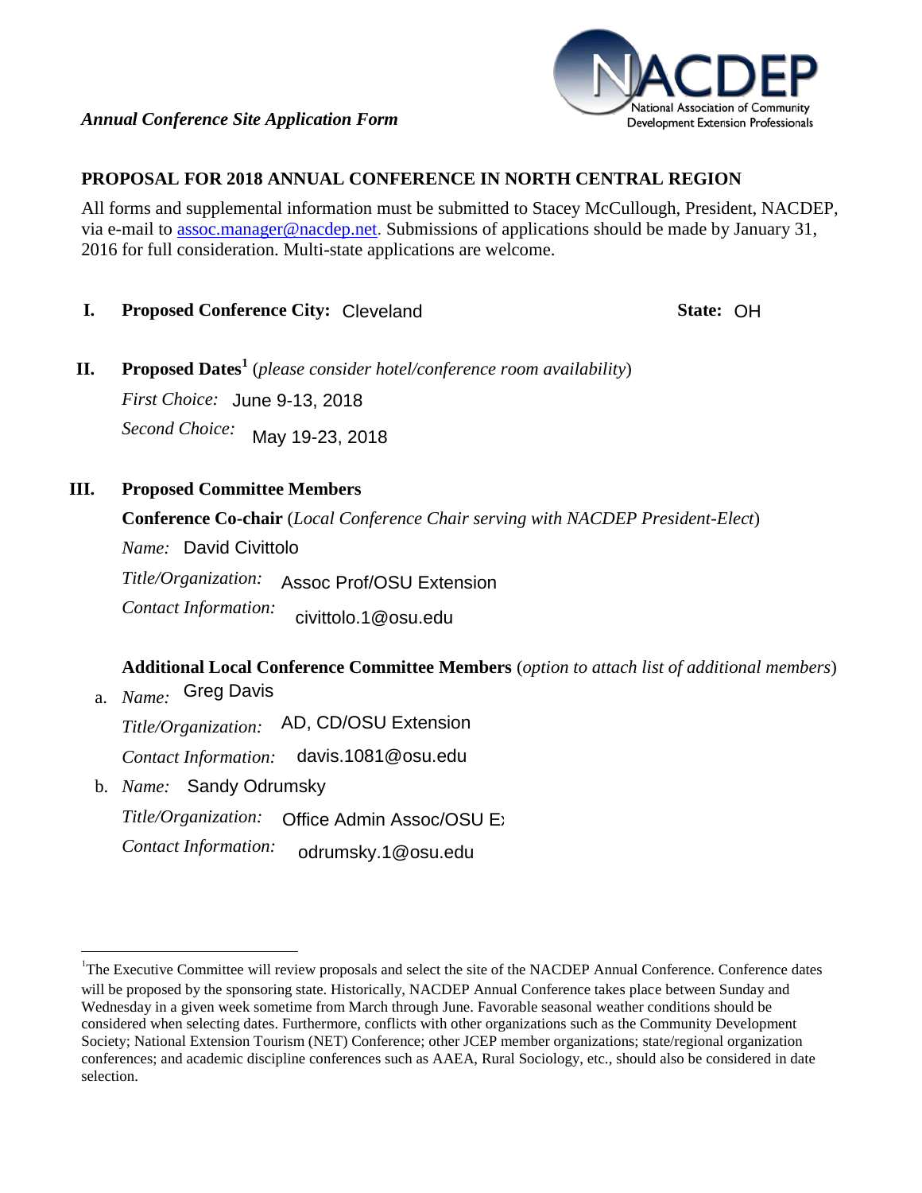*Annual Conference Site Application Form*

NACDEP
National Association of Community Development Extension Professionals

## PROPOSAL FOR 2018 ANNUAL CONFERENCE IN NORTH CENTRAL REGION

All forms and supplemental information must be submitted to Stacey McCullough, President, NACDEP, via e-mail to assoc.manager@nacdep.net. Submissions of applications should be made by January 31, 2016 for full consideration. Multi-state applications are welcome.

**I. Proposed Conference City:** Cleveland **State:** OH

**II. Proposed Dates[1]** (*please consider hotel/conference room availability*)

*First Choice:* June 9-13, 2018

*Second Choice:* May 19-23, 2018

**III. Proposed Committee Members**

**Conference Co-chair** (*Local Conference Chair serving with NACDEP President-Elect*)

*Name:* David Civittolo

*Title/Organization:* Assoc Prof/OSU Extension

*Contact Information:* civittolo.1@osu.edu

**Additional Local Conference Committee Members** (*option to attach list of additional members*)

a. *Name:* Greg Davis

*Title/Organization:* AD, CD/OSU Extension

*Contact Information:* davis.1081@osu.edu

b. *Name:* Sandy Odrumsky

*Title/Organization:* Office Admin Assoc/OSU Ex

*Contact Information:* odrumsky.1@osu.edu

---

[1] The Executive Committee will review proposals and select the site of the NACDEP Annual Conference. Conference dates will be proposed by the sponsoring state. Historically, NACDEP Annual Conference takes place between Sunday and Wednesday in a given week sometime from March through June. Favorable seasonal weather conditions should be considered when selecting dates. Furthermore, conflicts with other organizations such as the Community Development Society; National Extension Tourism (NET) Conference; other JCEP member organizations; state/regional organization conferences; and academic discipline conferences such as AAEA, Rural Sociology, etc., should also be considered in date selection.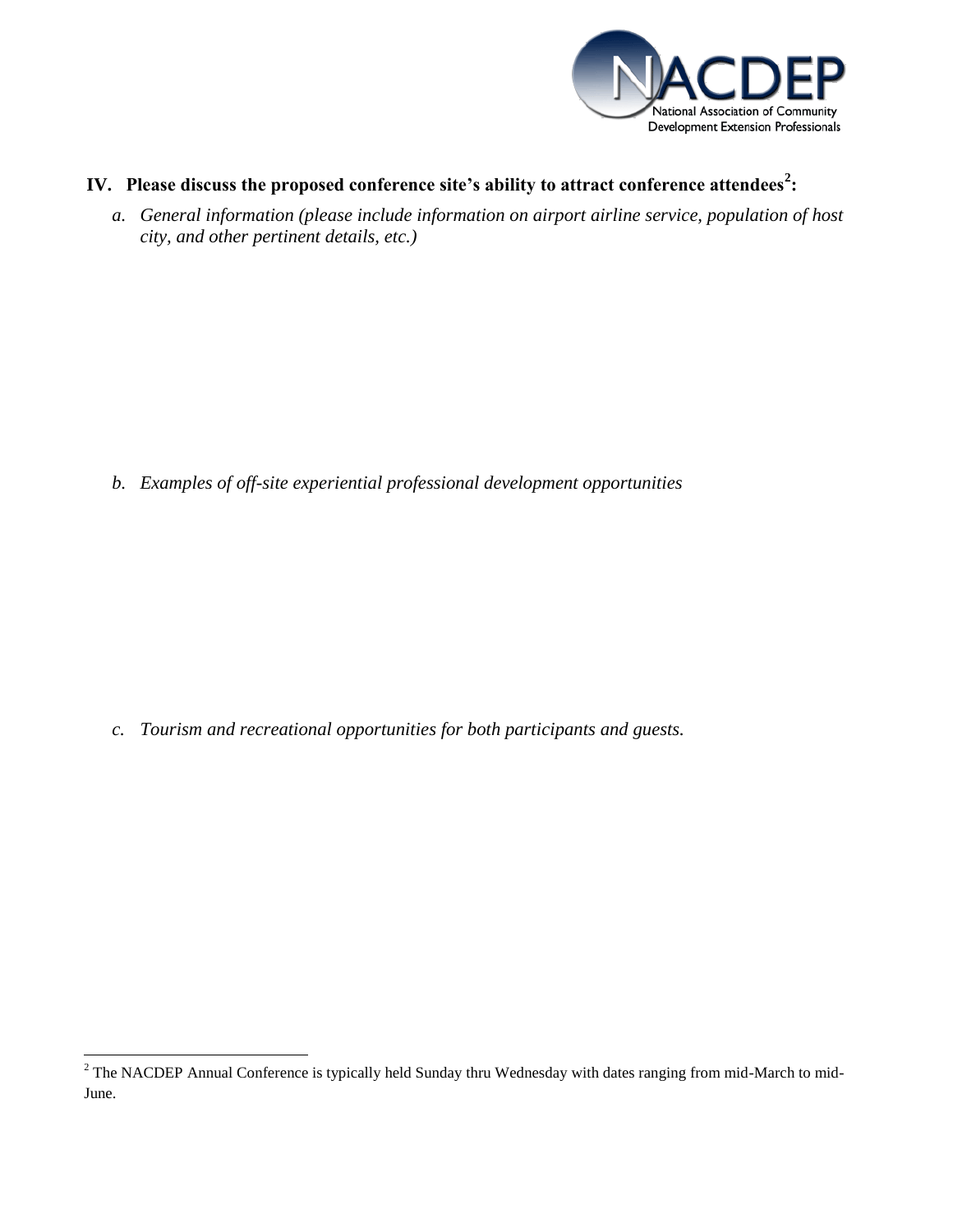## IV. Please discuss the proposed conference site's ability to attract conference attendees[2]:

*a. General information (please include information on airport airline service, population of host city, and other pertinent details, etc.)*

*b. Examples of off-site experiential professional development opportunities*

*c. Tourism and recreational opportunities for both participants and guests.*

---

[2] The NACDEP Annual Conference is typically held Sunday thru Wednesday with dates ranging from mid-March to mid-June.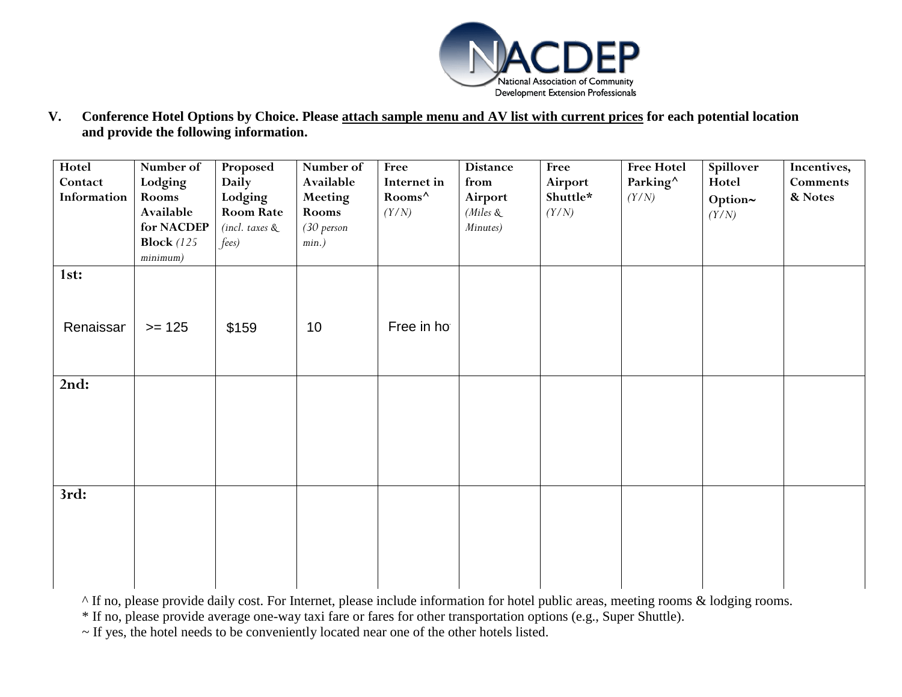NACDEP
National Association of Community Development Extension Professionals

**V. Conference Hotel Options by Choice. Please <u>attach sample menu and AV list with current prices</u> for each potential location and provide the following information.**

| **Hotel Contact Information** | **Number of Lodging Rooms Available for NACDEP Block** *(125 minimum)* | **Proposed Daily Lodging Room Rate** *(incl. taxes & fees)* | **Number of Available Meeting Rooms** *(30 person min.)* | **Free Internet in Rooms^** *(Y/N)* | **Distance from Airport** *(Miles & Minutes)* | **Free Airport Shuttle*** *(Y/N)* | **Free Hotel Parking^** *(Y/N)* | **Spillover Hotel Option~** *(Y/N)* | **Incentives, Comments & Notes** |
|---|---|---|---|---|---|---|---|---|---|
| **1st:** Renaissar | >= 125 | $159 | 10 | Free in ho | | | | | |
| **2nd:** | | | | | | | | | |
| **3rd:** | | | | | | | | | |

^ If no, please provide daily cost. For Internet, please include information for hotel public areas, meeting rooms & lodging rooms.
* If no, please provide average one-way taxi fare or fares for other transportation options (e.g., Super Shuttle).
~ If yes, the hotel needs to be conveniently located near one of the other hotels listed.